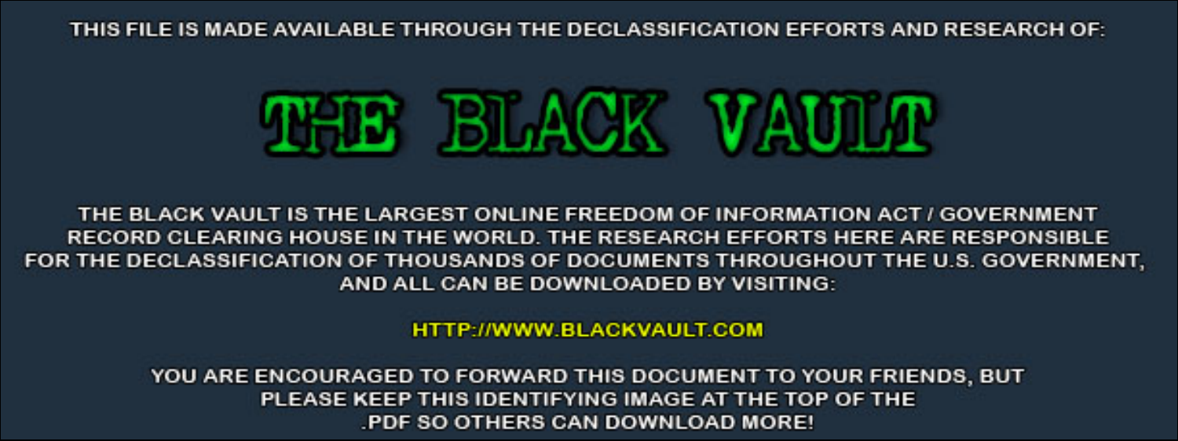THIS FILE IS MADE AVAILABLE THROUGH THE DECLASSIFICATION EFFORTS AND RESEARCH OF:

# THE BLACK VAULT

THE BLACK VAULT IS THE LARGEST ONLINE FREEDOM OF INFORMATION ACT / GOVERNMENT RECORD CLEARING HOUSE IN THE WORLD. THE RESEARCH EFFORTS HERE ARE RESPONSIBLE FOR THE DECLASSIFICATION OF THOUSANDS OF DOCUMENTS THROUGHOUT THE U.S. GOVERNMENT, AND ALL CAN BE DOWNLOADED BY VISITING:

HTTP://WWW.BLACKVAULT.COM

YOU ARE ENCOURAGED TO FORWARD THIS DOCUMENT TO YOUR FRIENDS, BUT PLEASE KEEP THIS IDENTIFYING IMAGE AT THE TOP OF THE .PDF SO OTHERS CAN DOWNLOAD MORE!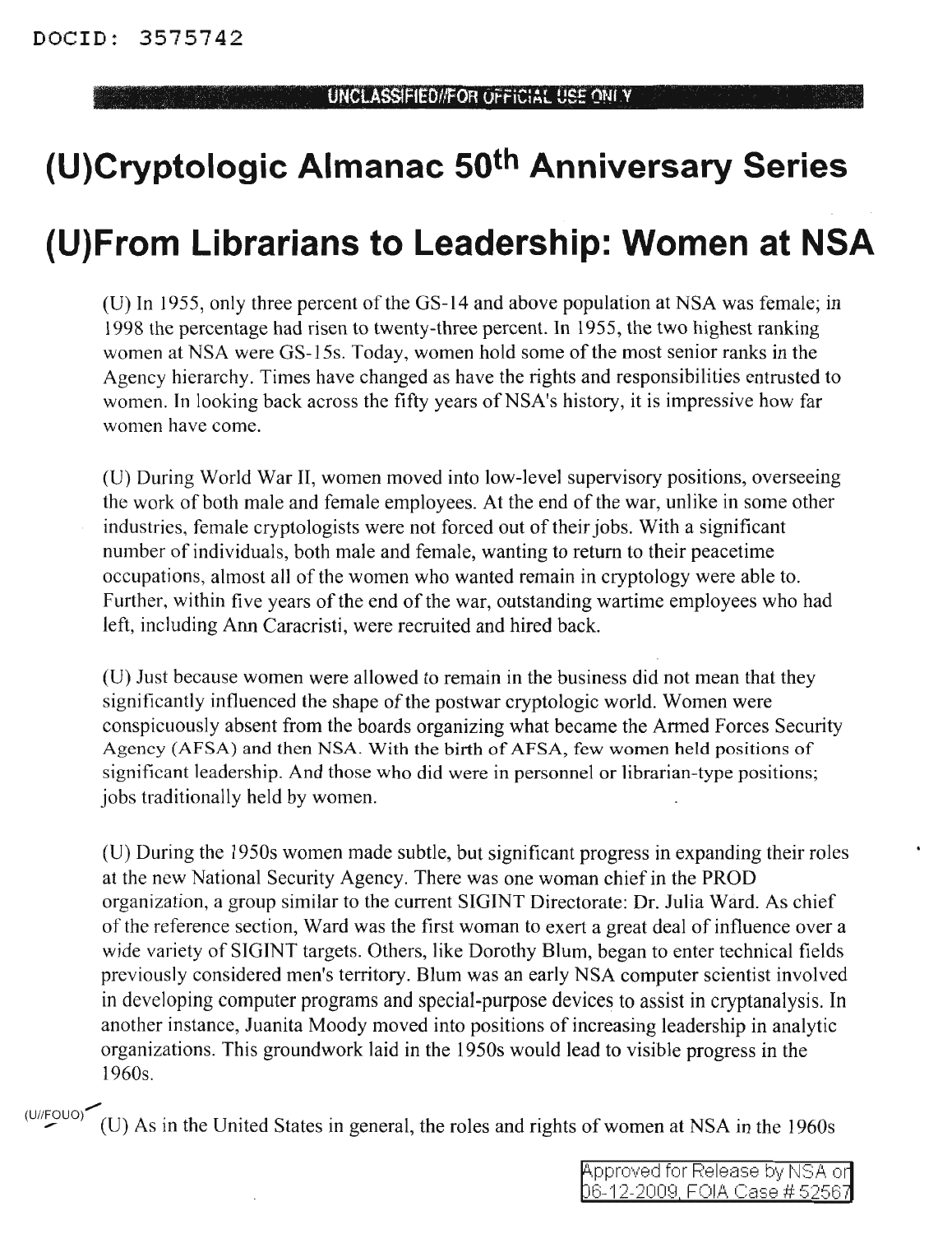# (U)Cryptologic Almanac 50th Anniversary Series

# (U)From Librarians to Leadership: Women at NSA

(U) In 1955, only three percent of the GS-14 and above population at NSA was female; in 1998 the percentage had risen to twenty-three percent. In 1955, the two highest ranking women at NSA were GS-15s. Today, women hold some of the most senior ranks in the Agency hierarchy. Times have changed as have the rights and responsibilities entrusted to women. In looking back across the fifty years of NSA's history, it is impressive how far women have come.

(U) During World War II, women moved into low-level supervisory positions, overseeing the work of both male and female employees. At the end of the war, unlike in some other industries, female cryptologists were not forced out of their jobs. With a significant number of individuals, both male and female, wanting to return to their peacetime occupations, almost all of the women who wanted remain in cryptology were able to. Further, within five years of the end of the war, outstanding wartime employees who had left, including Ann Caracristi, were recruited and hired back.

(U) Just because women were allowed to remain in the business did not mean that they significantly influenced the shape of the postwar cryptologic world. Women were conspicuously absent from the boards organizing what became the Armed Forces Security Agency (AFSA) and then NSA. With the birth of AFSA, few women held positions of significant leadership. And those who did were in personnel or librarian-type positions; jobs traditionally held by women.

(U) During the 1950s women made subtle, but significant progress in expanding their roles at the new National Security Agency. There was one woman chief in the PROD organization, a group similar to the current SIGINT Directorate: Dr. Julia Ward. As chief of the reference section, Ward was the first woman to exert a great deal of influence over a wide variety of SIGINT targets. Others, like Dorothy Blum, began to enter technical fields previously considered men's territory. Blum was an early NSA computer scientist involved in developing computer programs and special-purpose devices to assist in cryptanalysis. In another instance, Juanita Moody moved into positions of increasing leadership in analytic organizations. This groundwork laid in the 1950s would lead to visible progress in the 1960s.

(U//FOUO) (U) As in the United States in general, the roles and rights of women at NSA in the 1960s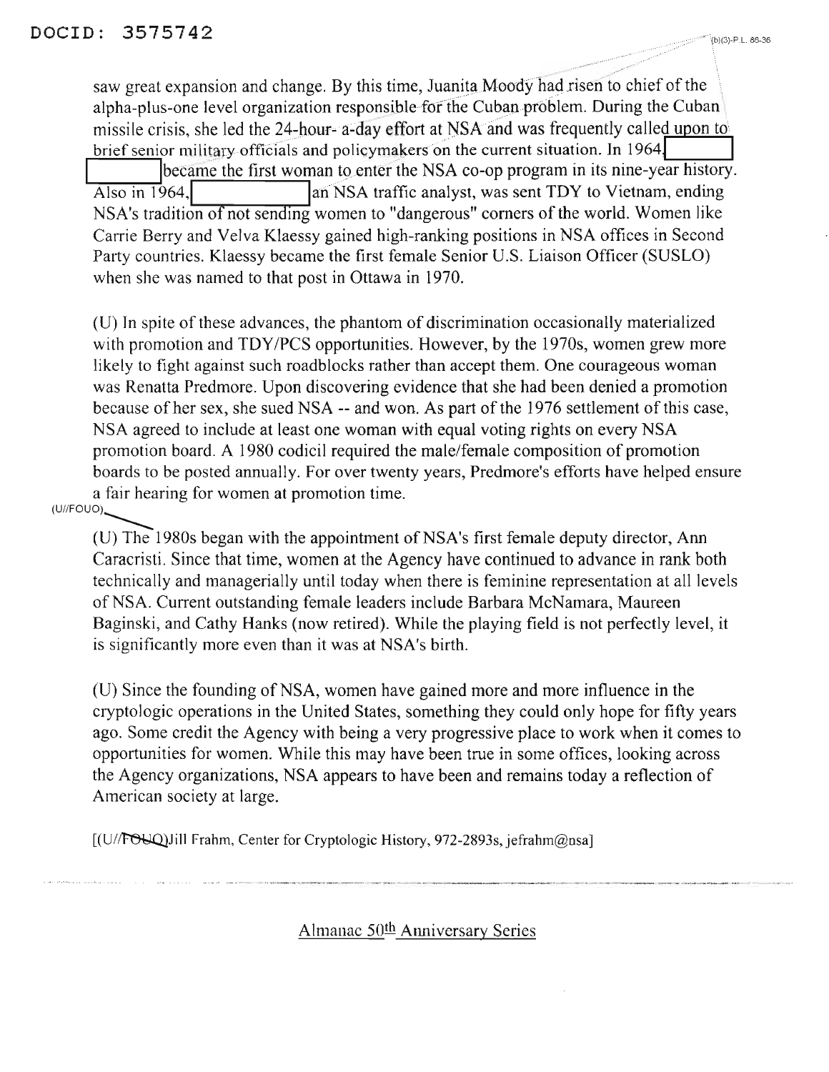saw great expansion and change. By this time, Juanita Moody had risen to chief of the alpha-plus-one level organization responsible for the Cuban problem. During the Cuban missile crisis, she led the 24-hour- a-day effort at NSA and was frequently called upon to brief senior military officials and policymakers on the current situation. In 1964, [redacted] became the first woman to enter the NSA co-op program in its nine-year history. Also in 1964, [redacted] an NSA traffic analyst, was sent TDY to Vietnam, ending NSA's tradition of not sending women to "dangerous" corners of the world. Women like Carrie Berry and Velva Klaessy gained high-ranking positions in NSA offices in Second Party countries. Klaessy became the first female Senior U.S. Liaison Officer (SUSLO) when she was named to that post in Ottawa in 1970.

(U) In spite of these advances, the phantom of discrimination occasionally materialized with promotion and TDY/PCS opportunities. However, by the 1970s, women grew more likely to fight against such roadblocks rather than accept them. One courageous woman was Renatta Predmore. Upon discovering evidence that she had been denied a promotion because of her sex, she sued NSA -- and won. As part of the 1976 settlement of this case, NSA agreed to include at least one woman with equal voting rights on every NSA promotion board. A 1980 codicil required the male/female composition of promotion boards to be posted annually. For over twenty years, Predmore's efforts have helped ensure a fair hearing for women at promotion time.

(U//FOUO)

(U) The 1980s began with the appointment of NSA's first female deputy director, Ann Caracristi. Since that time, women at the Agency have continued to advance in rank both technically and managerially until today when there is feminine representation at all levels of NSA. Current outstanding female leaders include Barbara McNamara, Maureen Baginski, and Cathy Hanks (now retired). While the playing field is not perfectly level, it is significantly more even than it was at NSA's birth.

(U) Since the founding of NSA, women have gained more and more influence in the cryptologic operations in the United States, something they could only hope for fifty years ago. Some credit the Agency with being a very progressive place to work when it comes to opportunities for women. While this may have been true in some offices, looking across the Agency organizations, NSA appears to have been and remains today a reflection of American society at large.

[(U//FOUO)Jill Frahm, Center for Cryptologic History, 972-2893s, jefrahm@nsa]

Almanac 50th Anniversary Series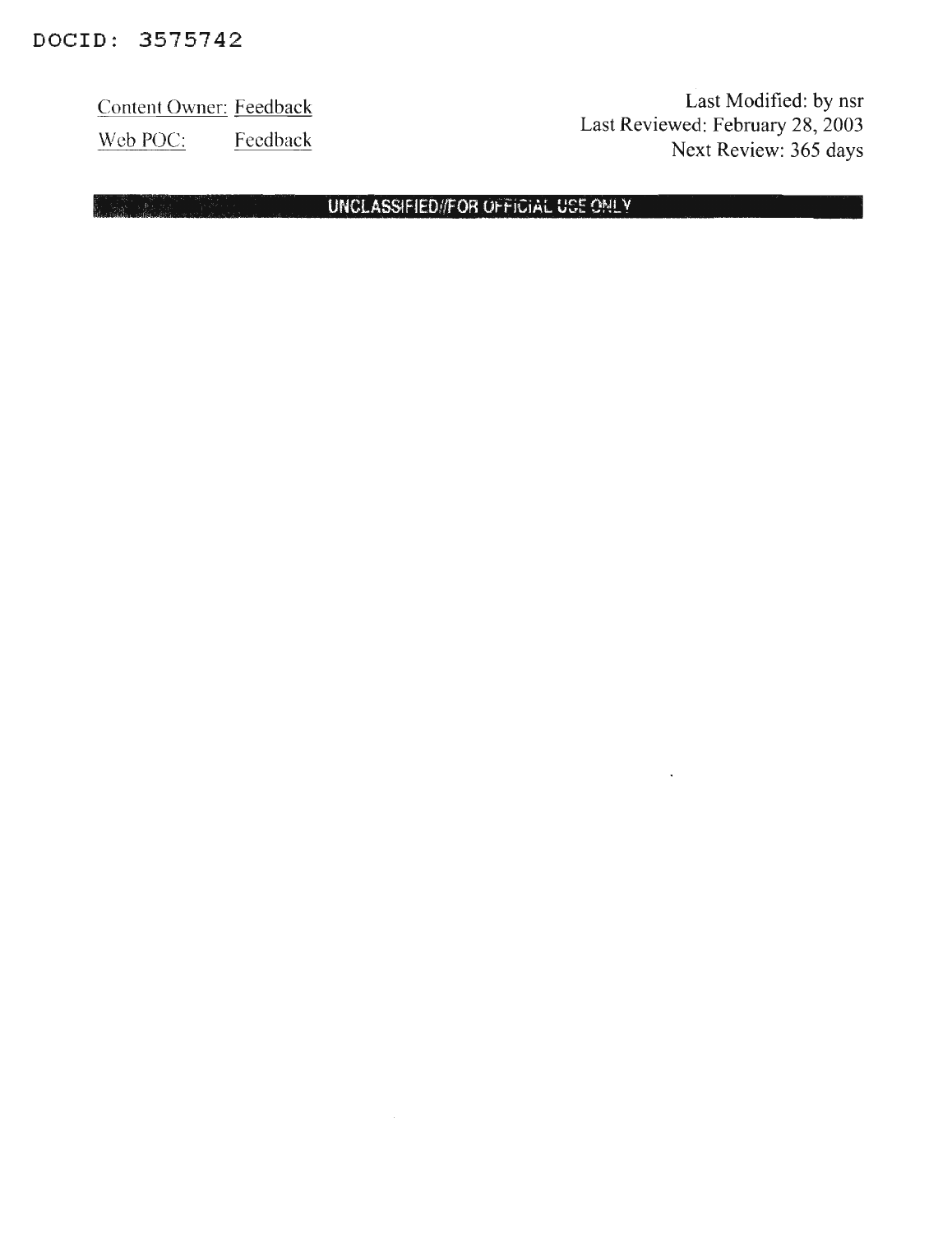DOCID: 3575742

Content Owner: Feedback

Web POC: Feedback

Last Modified: by nsr

Last Reviewed: February 28, 2003

Next Review: 365 days

UNCLASSIFIED//FOR OFFICIAL USE ONLY